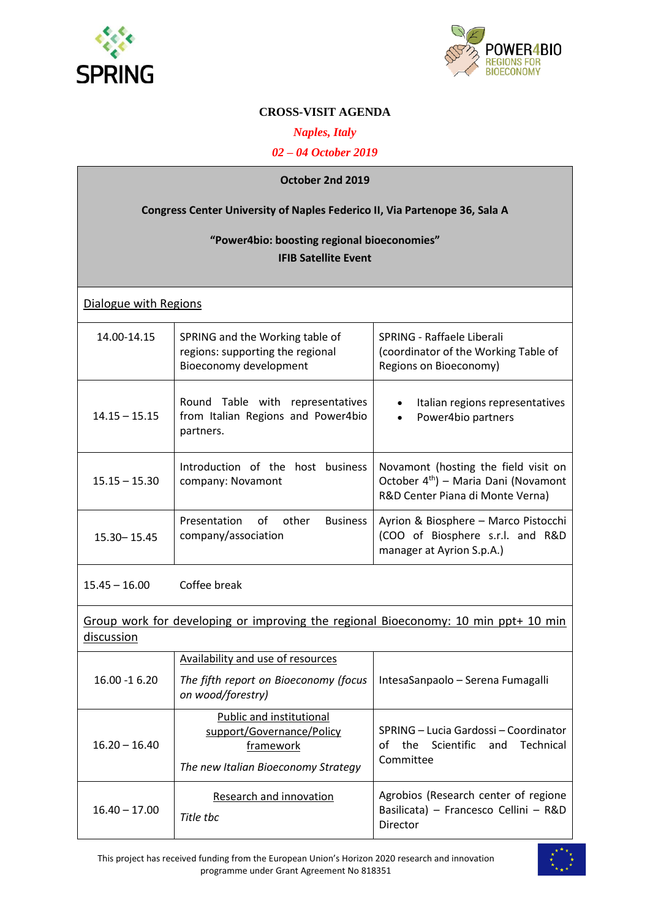# CROSS-VISIT AGENDA

*Naples, Italy*

*02 – 04 October 2019*

| **October 2nd 2019**<br><br>**Congress Center University of Naples Federico II, Via Partenope 36, Sala A**<br><br>**"Power4bio: boosting regional bioeconomies"**<br>**IFIB Satellite Event** | | |
|---|---|---|
| Dialogue with Regions | | |
| 14.00-14.15 | SPRING and the Working table of regions: supporting the regional Bioeconomy development | SPRING - Raffaele Liberali (coordinator of the Working Table of Regions on Bioeconomy) |
| 14.15 – 15.15 | Round Table with representatives from Italian Regions and Power4bio partners. | • Italian regions representatives<br>• Power4bio partners |
| 15.15 – 15.30 | Introduction of the host business company: Novamont | Novamont (hosting the field visit on October 4th) – Maria Dani (Novamont R&D Center Piana di Monte Verna) |
| 15.30– 15.45 | Presentation of other Business company/association | Ayrion & Biosphere – Marco Pistocchi (COO of Biosphere s.r.l. and R&D manager at Ayrion S.p.A.) |
| 15.45 – 16.00 | Coffee break | |
| Group work for developing or improving the regional Bioeconomy: 10 min ppt+ 10 min discussion | | |
| 16.00 -1 6.20 | Availability and use of resources<br><br>*The fifth report on Bioeconomy (focus on wood/forestry)* | IntesaSanpaolo – Serena Fumagalli |
| 16.20 – 16.40 | Public and institutional support/Governance/Policy framework<br><br>*The new Italian Bioeconomy Strategy* | SPRING – Lucia Gardossi – Coordinator of the Scientific and Technical Committee |
| 16.40 – 17.00 | Research and innovation<br><br>*Title tbc* | Agrobios (Research center of regione Basilicata) – Francesco Cellini – R&D Director |

This project has received funding from the European Union's Horizon 2020 research and innovation programme under Grant Agreement No 818351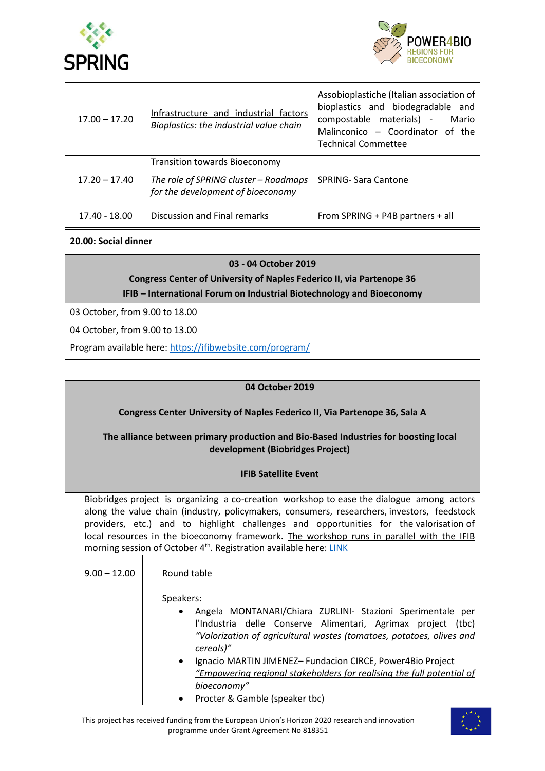| | | |
|---|---|---|
| 17.00 – 17.20 | Infrastructure and industrial factors<br>*Bioplastics: the industrial value chain* | Assobioplastiche (Italian association of bioplastics and biodegradable and compostable materials) - Mario Malinconico – Coordinator of the Technical Commettee |
| 17.20 – 17.40 | Transition towards Bioeconomy<br>*The role of SPRING cluster – Roadmaps for the development of bioeconomy* | SPRING- Sara Cantone |
| 17.40 - 18.00 | Discussion and Final remarks | From SPRING + P4B partners + all |

**20.00: Social dinner**

**03 - 04 October 2019**

**Congress Center of University of Naples Federico II, via Partenope 36**

**IFIB – International Forum on Industrial Biotechnology and Bioeconomy**

03 October, from 9.00 to 18.00

04 October, from 9.00 to 13.00

Program available here: https://ifibwebsite.com/program/

**04 October 2019**

**Congress Center University of Naples Federico II, Via Partenope 36, Sala A**

**The alliance between primary production and Bio-Based Industries for boosting local development (Biobridges Project)**

**IFIB Satellite Event**

Biobridges project is organizing a co-creation workshop to ease the dialogue among actors along the value chain (industry, policymakers, consumers, researchers, investors, feedstock providers, etc.) and to highlight challenges and opportunities for the valorisation of local resources in the bioeconomy framework. The workshop runs in parallel with the IFIB morning session of October 4th. Registration available here: LINK

| | |
|---|---|
| 9.00 – 12.00 | Round table |
| | Speakers:<br>• Angela MONTANARI/Chiara ZURLINI- Stazioni Sperimentale per l'Industria delle Conserve Alimentari, Agrimax project (tbc) *"Valorization of agricultural wastes (tomatoes, potatoes, olives and cereals)"*<br>• Ignacio MARTIN JIMENEZ– Fundacion CIRCE, Power4Bio Project *"Empowering regional stakeholders for realising the full potential of bioeconomy"*<br>• Procter & Gamble (speaker tbc) |

This project has received funding from the European Union's Horizon 2020 research and innovation programme under Grant Agreement No 818351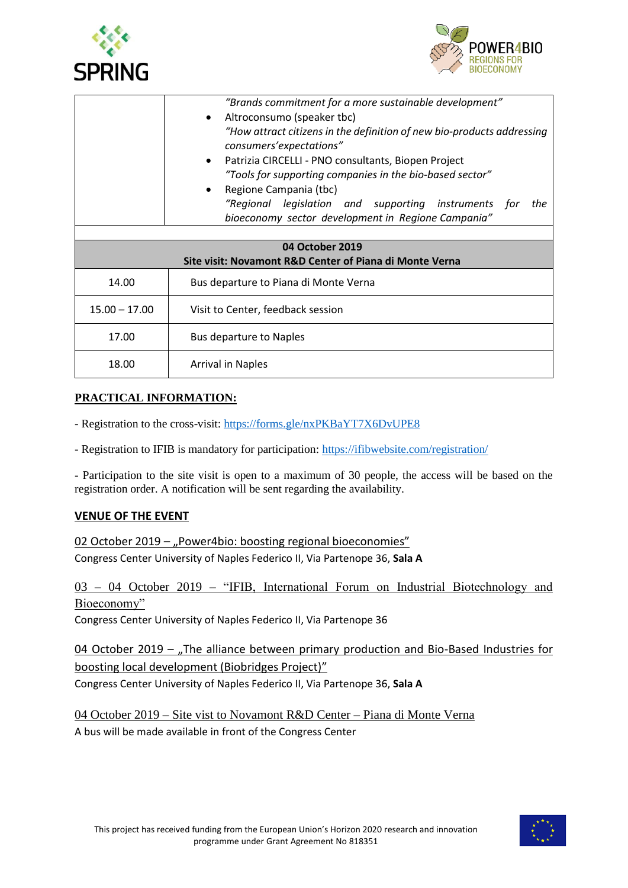| | *"Brands commitment for a more sustainable development"*<br>• Altroconsumo (speaker tbc)<br>*"How attract citizens in the definition of new bio-products addressing consumers'expectations"*<br>• Patrizia CIRCELLI - PNO consultants, Biopen Project<br>*"Tools for supporting companies in the bio-based sector"*<br>• Regione Campania (tbc)<br>*"Regional legislation and supporting instruments for the bioeconomy sector development in Regione Campania"* |
|---|---|
| | |
| **04 October 2019**<br>**Site visit: Novamont R&D Center of Piana di Monte Verna** | |
| 14.00 | Bus departure to Piana di Monte Verna |
| 15.00 – 17.00 | Visit to Center, feedback session |
| 17.00 | Bus departure to Naples |
| 18.00 | Arrival in Naples |

## PRACTICAL INFORMATION:

- Registration to the cross-visit: https://forms.gle/nxPKBaYT7X6DvUPE8

- Registration to IFIB is mandatory for participation: https://ifibwebsite.com/registration/

- Participation to the site visit is open to a maximum of 30 people, the access will be based on the registration order. A notification will be sent regarding the availability.

## VENUE OF THE EVENT

02 October 2019 – „Power4bio: boosting regional bioeconomies"
Congress Center University of Naples Federico II, Via Partenope 36, **Sala A**

03 – 04 October 2019 – "IFIB, International Forum on Industrial Biotechnology and Bioeconomy"
Congress Center University of Naples Federico II, Via Partenope 36

04 October 2019 – „The alliance between primary production and Bio-Based Industries for boosting local development (Biobridges Project)"
Congress Center University of Naples Federico II, Via Partenope 36, **Sala A**

04 October 2019 – Site vist to Novamont R&D Center – Piana di Monte Verna
A bus will be made available in front of the Congress Center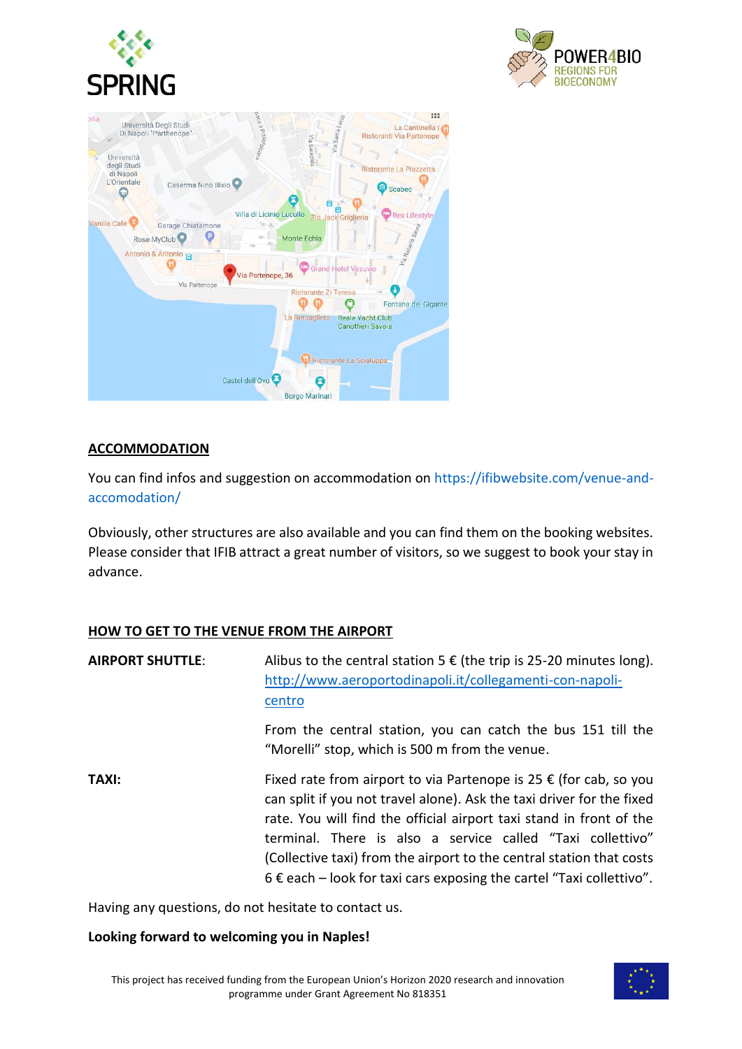## ACCOMMODATION

You can find infos and suggestion on accommodation on https://ifibwebsite.com/venue-and-accomodation/

Obviously, other structures are also available and you can find them on the booking websites. Please consider that IFIB attract a great number of visitors, so we suggest to book your stay in advance.

## HOW TO GET TO THE VENUE FROM THE AIRPORT

| | |
|---|---|
| **AIRPORT SHUTTLE**: | Alibus to the central station 5 € (the trip is 25-20 minutes long). http://www.aeroportodinapoli.it/collegamenti-con-napoli-centro<br><br>From the central station, you can catch the bus 151 till the "Morelli" stop, which is 500 m from the venue. |
| **TAXI:** | Fixed rate from airport to via Partenope is 25 € (for cab, so you can split if you not travel alone). Ask the taxi driver for the fixed rate. You will find the official airport taxi stand in front of the terminal. There is also a service called "Taxi collettivo" (Collective taxi) from the airport to the central station that costs 6 € each – look for taxi cars exposing the cartel "Taxi collettivo". |

Having any questions, do not hesitate to contact us.

**Looking forward to welcoming you in Naples!**

This project has received funding from the European Union's Horizon 2020 research and innovation programme under Grant Agreement No 818351